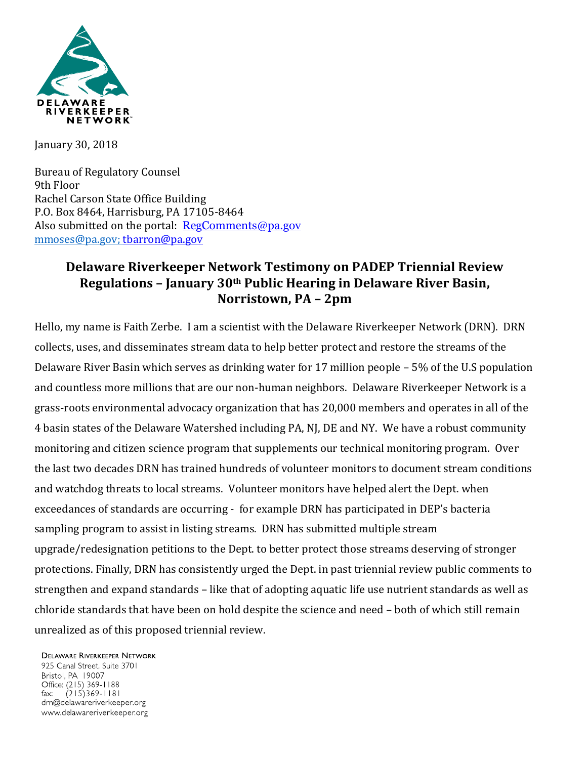January 30, 2018

Bureau of Regulatory Counsel
9th Floor
Rachel Carson State Office Building
P.O. Box 8464, Harrisburg, PA 17105-8464
Also submitted on the portal: RegComments@pa.gov
mmoses@pa.gov; tbarron@pa.gov

## Delaware Riverkeeper Network Testimony on PADEP Triennial Review Regulations – January 30th Public Hearing in Delaware River Basin, Norristown, PA – 2pm

Hello, my name is Faith Zerbe. I am a scientist with the Delaware Riverkeeper Network (DRN). DRN collects, uses, and disseminates stream data to help better protect and restore the streams of the Delaware River Basin which serves as drinking water for 17 million people – 5% of the U.S population and countless more millions that are our non-human neighbors. Delaware Riverkeeper Network is a grass-roots environmental advocacy organization that has 20,000 members and operates in all of the 4 basin states of the Delaware Watershed including PA, NJ, DE and NY. We have a robust community monitoring and citizen science program that supplements our technical monitoring program. Over the last two decades DRN has trained hundreds of volunteer monitors to document stream conditions and watchdog threats to local streams. Volunteer monitors have helped alert the Dept. when exceedances of standards are occurring - for example DRN has participated in DEP's bacteria sampling program to assist in listing streams. DRN has submitted multiple stream upgrade/redesignation petitions to the Dept. to better protect those streams deserving of stronger protections. Finally, DRN has consistently urged the Dept. in past triennial review public comments to strengthen and expand standards – like that of adopting aquatic life use nutrient standards as well as chloride standards that have been on hold despite the science and need – both of which still remain unrealized as of this proposed triennial review.

Delaware Riverkeeper Network
925 Canal Street, Suite 3701
Bristol, PA 19007
Office: (215) 369-1188
fax: (215)369-1181
drn@delawareriverkeeper.org
www.delawareriverkeeper.org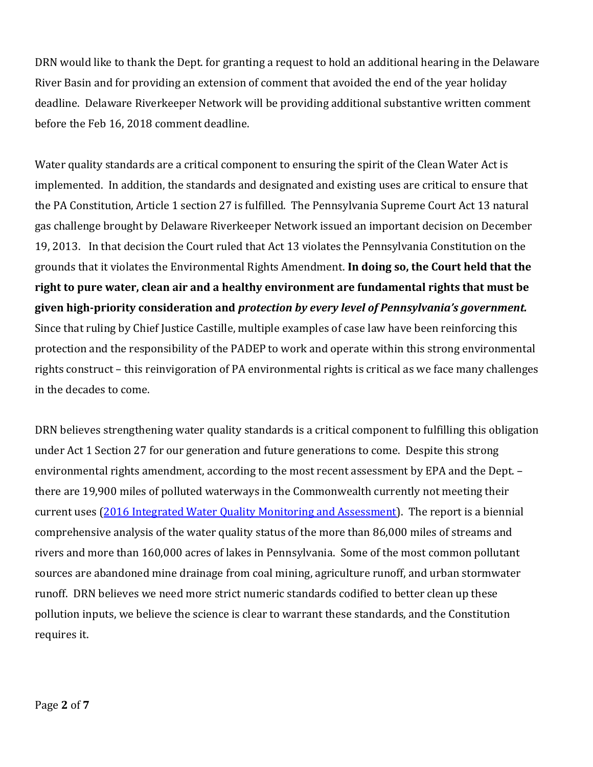DRN would like to thank the Dept. for granting a request to hold an additional hearing in the Delaware River Basin and for providing an extension of comment that avoided the end of the year holiday deadline. Delaware Riverkeeper Network will be providing additional substantive written comment before the Feb 16, 2018 comment deadline.

Water quality standards are a critical component to ensuring the spirit of the Clean Water Act is implemented. In addition, the standards and designated and existing uses are critical to ensure that the PA Constitution, Article 1 section 27 is fulfilled. The Pennsylvania Supreme Court Act 13 natural gas challenge brought by Delaware Riverkeeper Network issued an important decision on December 19, 2013. In that decision the Court ruled that Act 13 violates the Pennsylvania Constitution on the grounds that it violates the Environmental Rights Amendment. **In doing so, the Court held that the right to pure water, clean air and a healthy environment are fundamental rights that must be given high-priority consideration and *protection by every level of Pennsylvania's government.*** Since that ruling by Chief Justice Castille, multiple examples of case law have been reinforcing this protection and the responsibility of the PADEP to work and operate within this strong environmental rights construct – this reinvigoration of PA environmental rights is critical as we face many challenges in the decades to come.

DRN believes strengthening water quality standards is a critical component to fulfilling this obligation under Act 1 Section 27 for our generation and future generations to come. Despite this strong environmental rights amendment, according to the most recent assessment by EPA and the Dept. – there are 19,900 miles of polluted waterways in the Commonwealth currently not meeting their current uses (2016 Integrated Water Quality Monitoring and Assessment). The report is a biennial comprehensive analysis of the water quality status of the more than 86,000 miles of streams and rivers and more than 160,000 acres of lakes in Pennsylvania. Some of the most common pollutant sources are abandoned mine drainage from coal mining, agriculture runoff, and urban stormwater runoff. DRN believes we need more strict numeric standards codified to better clean up these pollution inputs, we believe the science is clear to warrant these standards, and the Constitution requires it.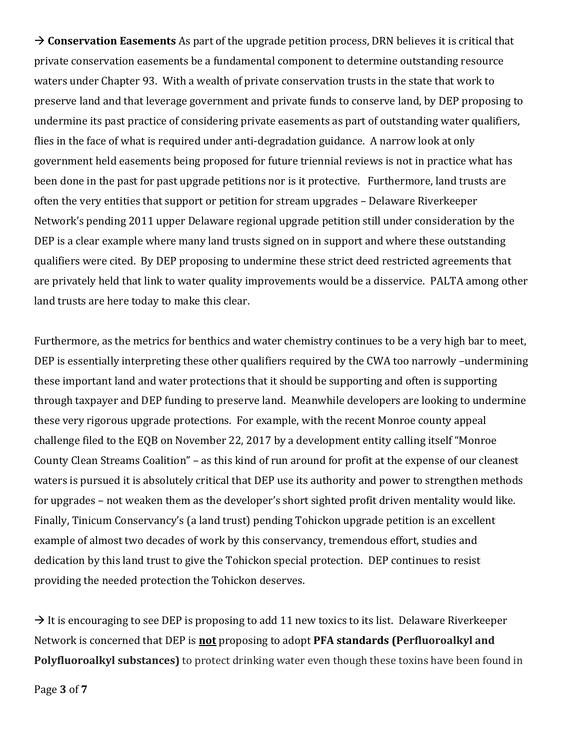→ **Conservation Easements** As part of the upgrade petition process, DRN believes it is critical that private conservation easements be a fundamental component to determine outstanding resource waters under Chapter 93. With a wealth of private conservation trusts in the state that work to preserve land and that leverage government and private funds to conserve land, by DEP proposing to undermine its past practice of considering private easements as part of outstanding water qualifiers, flies in the face of what is required under anti-degradation guidance. A narrow look at only government held easements being proposed for future triennial reviews is not in practice what has been done in the past for past upgrade petitions nor is it protective. Furthermore, land trusts are often the very entities that support or petition for stream upgrades – Delaware Riverkeeper Network's pending 2011 upper Delaware regional upgrade petition still under consideration by the DEP is a clear example where many land trusts signed on in support and where these outstanding qualifiers were cited. By DEP proposing to undermine these strict deed restricted agreements that are privately held that link to water quality improvements would be a disservice. PALTA among other land trusts are here today to make this clear.

Furthermore, as the metrics for benthics and water chemistry continues to be a very high bar to meet, DEP is essentially interpreting these other qualifiers required by the CWA too narrowly –undermining these important land and water protections that it should be supporting and often is supporting through taxpayer and DEP funding to preserve land. Meanwhile developers are looking to undermine these very rigorous upgrade protections. For example, with the recent Monroe county appeal challenge filed to the EQB on November 22, 2017 by a development entity calling itself "Monroe County Clean Streams Coalition" – as this kind of run around for profit at the expense of our cleanest waters is pursued it is absolutely critical that DEP use its authority and power to strengthen methods for upgrades – not weaken them as the developer's short sighted profit driven mentality would like. Finally, Tinicum Conservancy's (a land trust) pending Tohickon upgrade petition is an excellent example of almost two decades of work by this conservancy, tremendous effort, studies and dedication by this land trust to give the Tohickon special protection. DEP continues to resist providing the needed protection the Tohickon deserves.

→ It is encouraging to see DEP is proposing to add 11 new toxics to its list. Delaware Riverkeeper Network is concerned that DEP is **<u>not</u>** proposing to adopt **PFA standards (Perfluoroalkyl and Polyfluoroalkyl substances)** to protect drinking water even though these toxins have been found in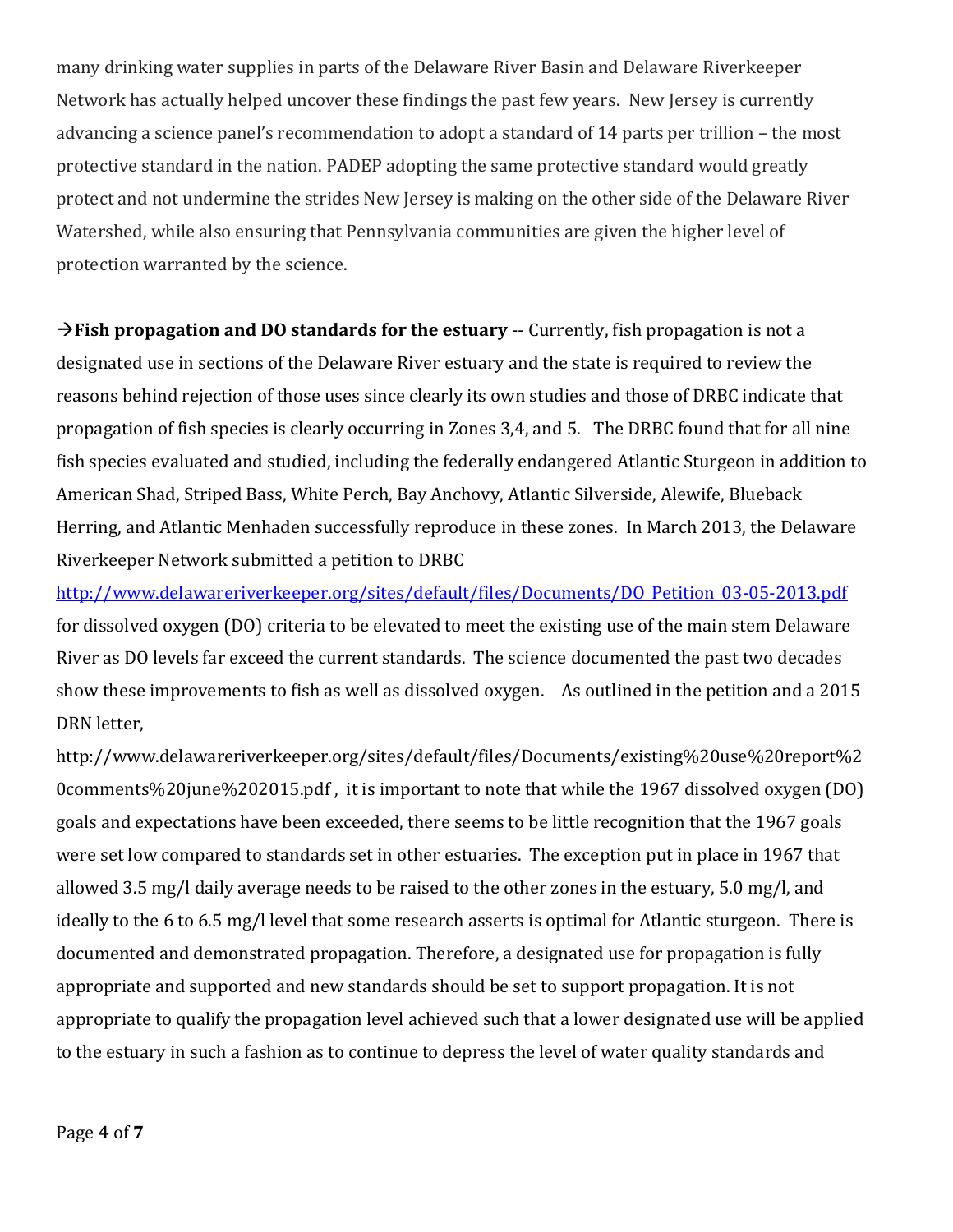many drinking water supplies in parts of the Delaware River Basin and Delaware Riverkeeper Network has actually helped uncover these findings the past few years. New Jersey is currently advancing a science panel's recommendation to adopt a standard of 14 parts per trillion – the most protective standard in the nation. PADEP adopting the same protective standard would greatly protect and not undermine the strides New Jersey is making on the other side of the Delaware River Watershed, while also ensuring that Pennsylvania communities are given the higher level of protection warranted by the science.

→**Fish propagation and DO standards for the estuary** -- Currently, fish propagation is not a designated use in sections of the Delaware River estuary and the state is required to review the reasons behind rejection of those uses since clearly its own studies and those of DRBC indicate that propagation of fish species is clearly occurring in Zones 3,4, and 5. The DRBC found that for all nine fish species evaluated and studied, including the federally endangered Atlantic Sturgeon in addition to American Shad, Striped Bass, White Perch, Bay Anchovy, Atlantic Silverside, Alewife, Blueback Herring, and Atlantic Menhaden successfully reproduce in these zones. In March 2013, the Delaware Riverkeeper Network submitted a petition to DRBC [http://www.delawareriverkeeper.org/sites/default/files/Documents/DO_Petition_03-05-2013.pdf](http://www.delawareriverkeeper.org/sites/default/files/Documents/DO_Petition_03-05-2013.pdf) for dissolved oxygen (DO) criteria to be elevated to meet the existing use of the main stem Delaware River as DO levels far exceed the current standards. The science documented the past two decades show these improvements to fish as well as dissolved oxygen. As outlined in the petition and a 2015 DRN letter, http://www.delawareriverkeeper.org/sites/default/files/Documents/existing%20use%20report%20comments%20june%202015.pdf , it is important to note that while the 1967 dissolved oxygen (DO) goals and expectations have been exceeded, there seems to be little recognition that the 1967 goals were set low compared to standards set in other estuaries. The exception put in place in 1967 that allowed 3.5 mg/l daily average needs to be raised to the other zones in the estuary, 5.0 mg/l, and ideally to the 6 to 6.5 mg/l level that some research asserts is optimal for Atlantic sturgeon. There is documented and demonstrated propagation. Therefore, a designated use for propagation is fully appropriate and supported and new standards should be set to support propagation. It is not appropriate to qualify the propagation level achieved such that a lower designated use will be applied to the estuary in such a fashion as to continue to depress the level of water quality standards and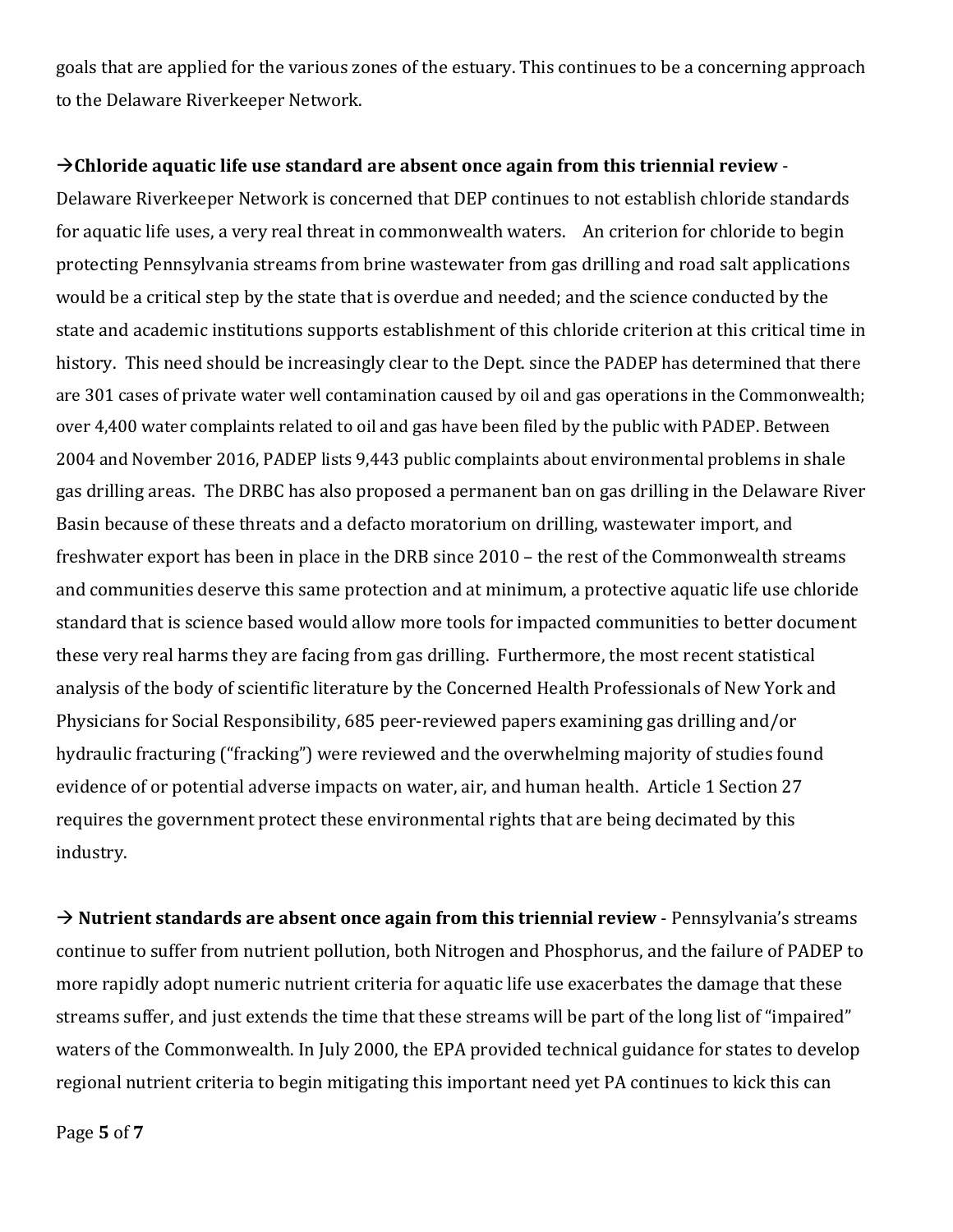goals that are applied for the various zones of the estuary. This continues to be a concerning approach to the Delaware Riverkeeper Network.

→**Chloride aquatic life use standard are absent once again from this triennial review** - Delaware Riverkeeper Network is concerned that DEP continues to not establish chloride standards for aquatic life uses, a very real threat in commonwealth waters. An criterion for chloride to begin protecting Pennsylvania streams from brine wastewater from gas drilling and road salt applications would be a critical step by the state that is overdue and needed; and the science conducted by the state and academic institutions supports establishment of this chloride criterion at this critical time in history. This need should be increasingly clear to the Dept. since the PADEP has determined that there are 301 cases of private water well contamination caused by oil and gas operations in the Commonwealth; over 4,400 water complaints related to oil and gas have been filed by the public with PADEP. Between 2004 and November 2016, PADEP lists 9,443 public complaints about environmental problems in shale gas drilling areas. The DRBC has also proposed a permanent ban on gas drilling in the Delaware River Basin because of these threats and a defacto moratorium on drilling, wastewater import, and freshwater export has been in place in the DRB since 2010 – the rest of the Commonwealth streams and communities deserve this same protection and at minimum, a protective aquatic life use chloride standard that is science based would allow more tools for impacted communities to better document these very real harms they are facing from gas drilling. Furthermore, the most recent statistical analysis of the body of scientific literature by the Concerned Health Professionals of New York and Physicians for Social Responsibility, 685 peer-reviewed papers examining gas drilling and/or hydraulic fracturing ("fracking") were reviewed and the overwhelming majority of studies found evidence of or potential adverse impacts on water, air, and human health. Article 1 Section 27 requires the government protect these environmental rights that are being decimated by this industry.

→ **Nutrient standards are absent once again from this triennial review** - Pennsylvania's streams continue to suffer from nutrient pollution, both Nitrogen and Phosphorus, and the failure of PADEP to more rapidly adopt numeric nutrient criteria for aquatic life use exacerbates the damage that these streams suffer, and just extends the time that these streams will be part of the long list of "impaired" waters of the Commonwealth. In July 2000, the EPA provided technical guidance for states to develop regional nutrient criteria to begin mitigating this important need yet PA continues to kick this can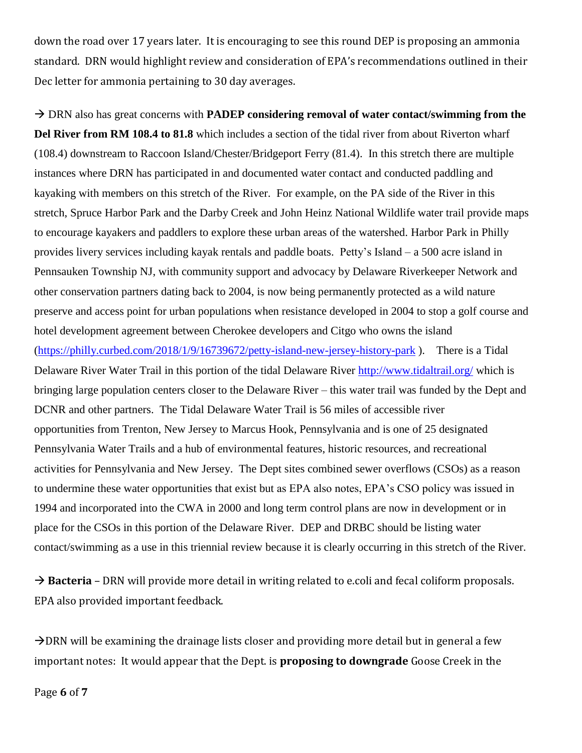down the road over 17 years later. It is encouraging to see this round DEP is proposing an ammonia standard. DRN would highlight review and consideration of EPA's recommendations outlined in their Dec letter for ammonia pertaining to 30 day averages.

→ DRN also has great concerns with **PADEP considering removal of water contact/swimming from the Del River from RM 108.4 to 81.8** which includes a section of the tidal river from about Riverton wharf (108.4) downstream to Raccoon Island/Chester/Bridgeport Ferry (81.4). In this stretch there are multiple instances where DRN has participated in and documented water contact and conducted paddling and kayaking with members on this stretch of the River. For example, on the PA side of the River in this stretch, Spruce Harbor Park and the Darby Creek and John Heinz National Wildlife water trail provide maps to encourage kayakers and paddlers to explore these urban areas of the watershed. Harbor Park in Philly provides livery services including kayak rentals and paddle boats. Petty's Island – a 500 acre island in Pennsauken Township NJ, with community support and advocacy by Delaware Riverkeeper Network and other conservation partners dating back to 2004, is now being permanently protected as a wild nature preserve and access point for urban populations when resistance developed in 2004 to stop a golf course and hotel development agreement between Cherokee developers and Citgo who owns the island (https://philly.curbed.com/2018/1/9/16739672/petty-island-new-jersey-history-park ). There is a Tidal Delaware River Water Trail in this portion of the tidal Delaware River http://www.tidaltrail.org/ which is bringing large population centers closer to the Delaware River – this water trail was funded by the Dept and DCNR and other partners. The Tidal Delaware Water Trail is 56 miles of accessible river opportunities from Trenton, New Jersey to Marcus Hook, Pennsylvania and is one of 25 designated Pennsylvania Water Trails and a hub of environmental features, historic resources, and recreational activities for Pennsylvania and New Jersey. The Dept sites combined sewer overflows (CSOs) as a reason to undermine these water opportunities that exist but as EPA also notes, EPA's CSO policy was issued in 1994 and incorporated into the CWA in 2000 and long term control plans are now in development or in place for the CSOs in this portion of the Delaware River. DEP and DRBC should be listing water contact/swimming as a use in this triennial review because it is clearly occurring in this stretch of the River.

→ **Bacteria** – DRN will provide more detail in writing related to e.coli and fecal coliform proposals. EPA also provided important feedback.

→DRN will be examining the drainage lists closer and providing more detail but in general a few important notes: It would appear that the Dept. is **proposing to downgrade** Goose Creek in the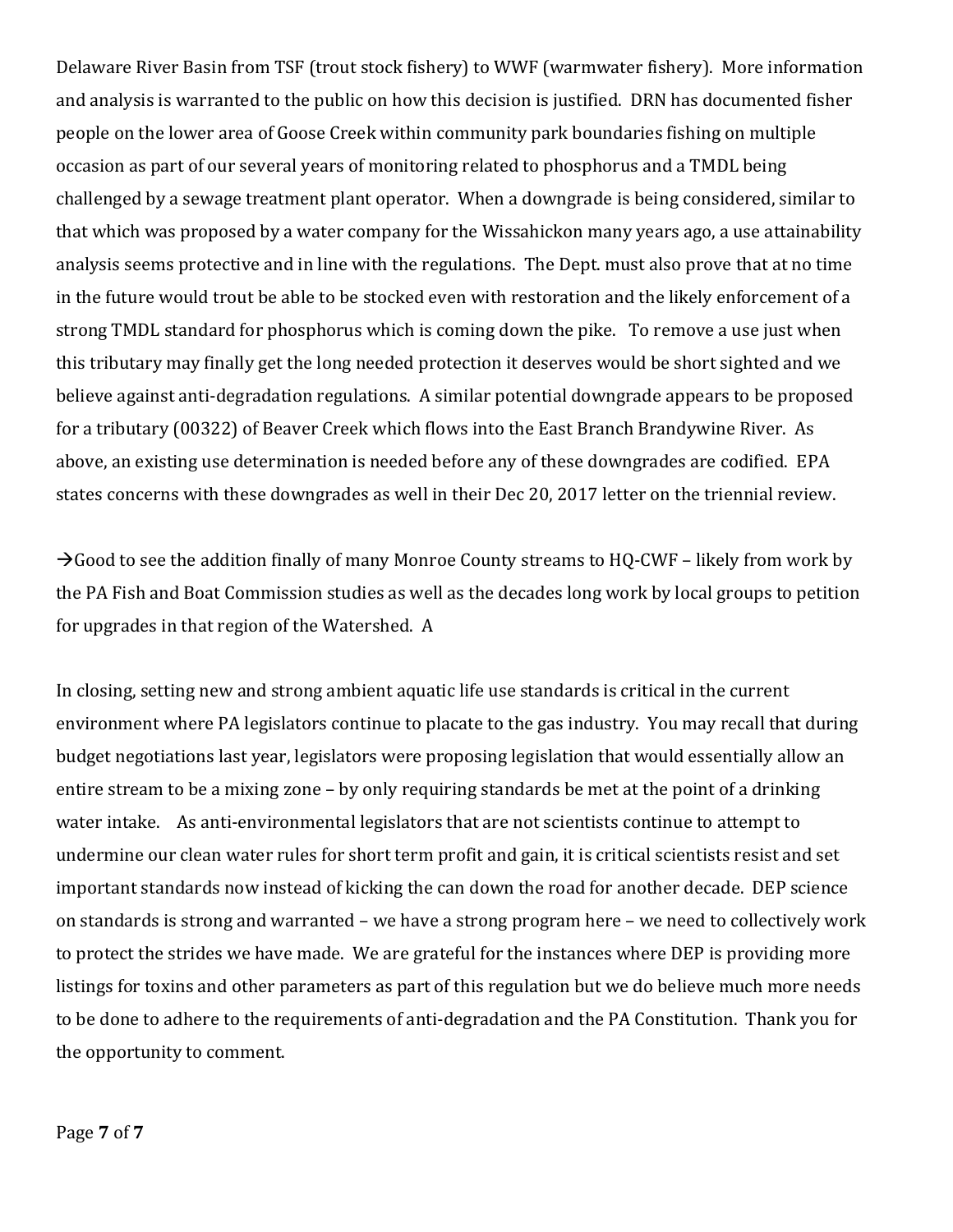Delaware River Basin from TSF (trout stock fishery) to WWF (warmwater fishery). More information and analysis is warranted to the public on how this decision is justified. DRN has documented fisher people on the lower area of Goose Creek within community park boundaries fishing on multiple occasion as part of our several years of monitoring related to phosphorus and a TMDL being challenged by a sewage treatment plant operator. When a downgrade is being considered, similar to that which was proposed by a water company for the Wissahickon many years ago, a use attainability analysis seems protective and in line with the regulations. The Dept. must also prove that at no time in the future would trout be able to be stocked even with restoration and the likely enforcement of a strong TMDL standard for phosphorus which is coming down the pike. To remove a use just when this tributary may finally get the long needed protection it deserves would be short sighted and we believe against anti-degradation regulations. A similar potential downgrade appears to be proposed for a tributary (00322) of Beaver Creek which flows into the East Branch Brandywine River. As above, an existing use determination is needed before any of these downgrades are codified. EPA states concerns with these downgrades as well in their Dec 20, 2017 letter on the triennial review.

→Good to see the addition finally of many Monroe County streams to HQ-CWF – likely from work by the PA Fish and Boat Commission studies as well as the decades long work by local groups to petition for upgrades in that region of the Watershed. A

In closing, setting new and strong ambient aquatic life use standards is critical in the current environment where PA legislators continue to placate to the gas industry. You may recall that during budget negotiations last year, legislators were proposing legislation that would essentially allow an entire stream to be a mixing zone – by only requiring standards be met at the point of a drinking water intake. As anti-environmental legislators that are not scientists continue to attempt to undermine our clean water rules for short term profit and gain, it is critical scientists resist and set important standards now instead of kicking the can down the road for another decade. DEP science on standards is strong and warranted – we have a strong program here – we need to collectively work to protect the strides we have made. We are grateful for the instances where DEP is providing more listings for toxins and other parameters as part of this regulation but we do believe much more needs to be done to adhere to the requirements of anti-degradation and the PA Constitution. Thank you for the opportunity to comment.